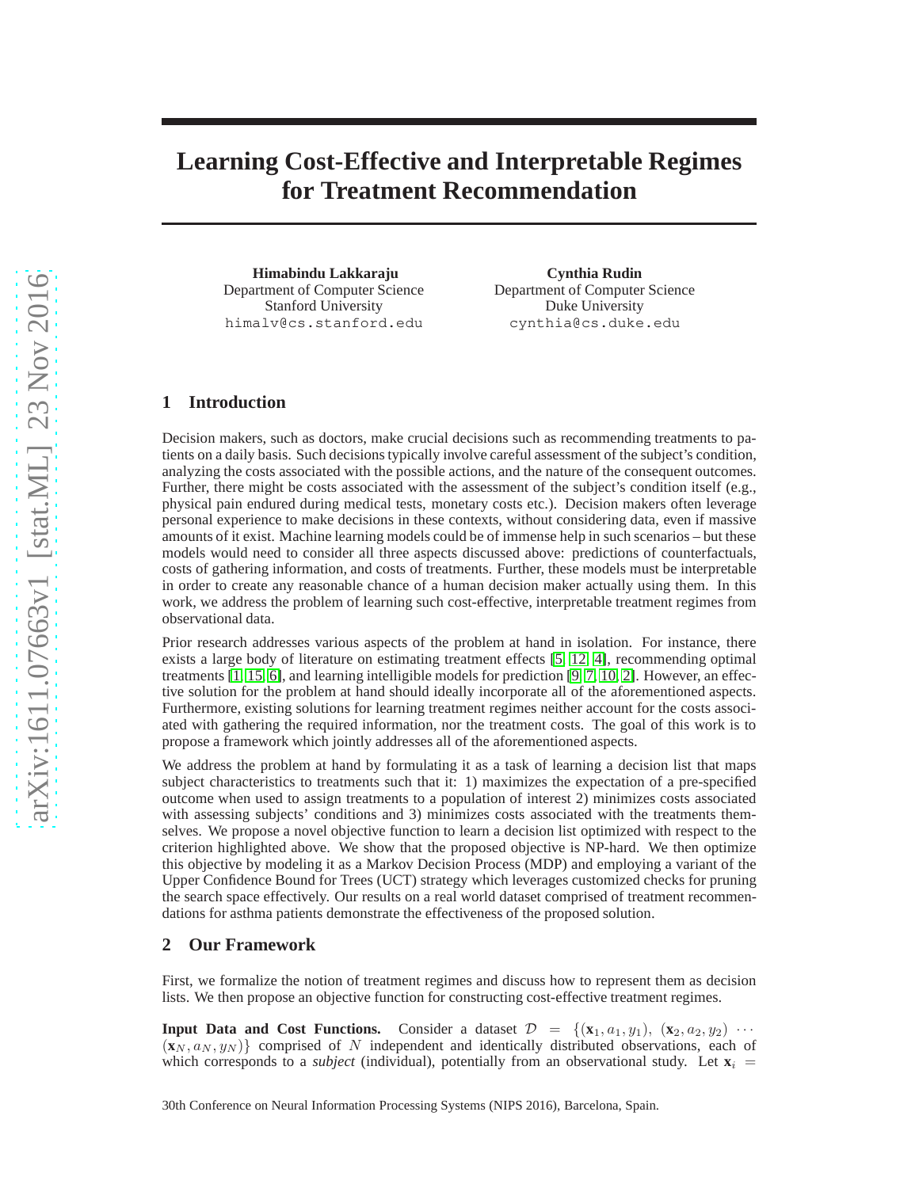# Learning Cost-Effective and Interpretable Regimes for Treatment Recommendation

**Himabindu Lakkaraju**
Department of Computer Science
Stanford University
himalv@cs.stanford.edu

**Cynthia Rudin**
Department of Computer Science
Duke University
cynthia@cs.duke.edu

## 1 Introduction

Decision makers, such as doctors, make crucial decisions such as recommending treatments to patients on a daily basis. Such decisions typically involve careful assessment of the subject's condition, analyzing the costs associated with the possible actions, and the nature of the consequent outcomes. Further, there might be costs associated with the assessment of the subject's condition itself (e.g., physical pain endured during medical tests, monetary costs etc.). Decision makers often leverage personal experience to make decisions in these contexts, without considering data, even if massive amounts of it exist. Machine learning models could be of immense help in such scenarios – but these models would need to consider all three aspects discussed above: predictions of counterfactuals, costs of gathering information, and costs of treatments. Further, these models must be interpretable in order to create any reasonable chance of a human decision maker actually using them. In this work, we address the problem of learning such cost-effective, interpretable treatment regimes from observational data.

Prior research addresses various aspects of the problem at hand in isolation. For instance, there exists a large body of literature on estimating treatment effects [5, 12, 4], recommending optimal treatments [1, 15, 6], and learning intelligible models for prediction [9, 7, 10, 2]. However, an effective solution for the problem at hand should ideally incorporate all of the aforementioned aspects. Furthermore, existing solutions for learning treatment regimes neither account for the costs associated with gathering the required information, nor the treatment costs. The goal of this work is to propose a framework which jointly addresses all of the aforementioned aspects.

We address the problem at hand by formulating it as a task of learning a decision list that maps subject characteristics to treatments such that it: 1) maximizes the expectation of a pre-specified outcome when used to assign treatments to a population of interest 2) minimizes costs associated with assessing subjects' conditions and 3) minimizes costs associated with the treatments themselves. We propose a novel objective function to learn a decision list optimized with respect to the criterion highlighted above. We show that the proposed objective is NP-hard. We then optimize this objective by modeling it as a Markov Decision Process (MDP) and employing a variant of the Upper Confidence Bound for Trees (UCT) strategy which leverages customized checks for pruning the search space effectively. Our results on a real world dataset comprised of treatment recommendations for asthma patients demonstrate the effectiveness of the proposed solution.

## 2 Our Framework

First, we formalize the notion of treatment regimes and discuss how to represent them as decision lists. We then propose an objective function for constructing cost-effective treatment regimes.

**Input Data and Cost Functions.** Consider a dataset $\mathcal{D} = \{(\mathbf{x}_1, a_1, y_1), (\mathbf{x}_2, a_2, y_2) \cdots (\mathbf{x}_N, a_N, y_N)\}$ comprised of $N$ independent and identically distributed observations, each of which corresponds to a *subject* (individual), potentially from an observational study. Let $\mathbf{x}_i =$

30th Conference on Neural Information Processing Systems (NIPS 2016), Barcelona, Spain.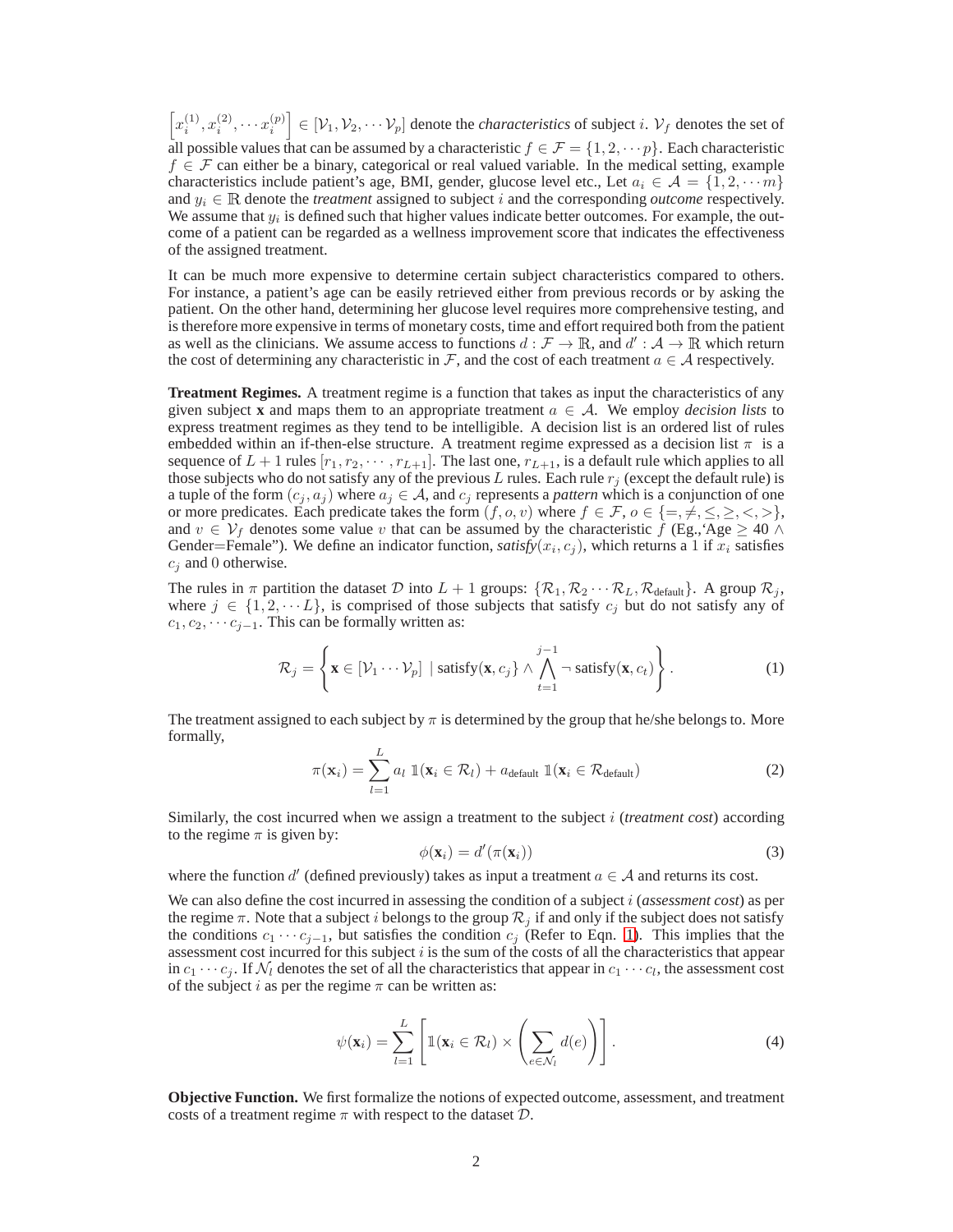$\left[x_i^{(1)}, x_i^{(2)}, \cdots x_i^{(p)}\right] \in [\mathcal{V}_1, \mathcal{V}_2, \cdots \mathcal{V}_p]$ denote the *characteristics* of subject $i$. $\mathcal{V}_f$ denotes the set of all possible values that can be assumed by a characteristic $f \in \mathcal{F} = \{1, 2, \cdots p\}$. Each characteristic $f \in \mathcal{F}$ can either be a binary, categorical or real valued variable. In the medical setting, example characteristics include patient's age, BMI, gender, glucose level etc., Let $a_i \in \mathcal{A} = \{1, 2, \cdots m\}$ and $y_i \in \mathbb{R}$ denote the *treatment* assigned to subject $i$ and the corresponding *outcome* respectively. We assume that $y_i$ is defined such that higher values indicate better outcomes. For example, the outcome of a patient can be regarded as a wellness improvement score that indicates the effectiveness of the assigned treatment.

It can be much more expensive to determine certain subject characteristics compared to others. For instance, a patient's age can be easily retrieved either from previous records or by asking the patient. On the other hand, determining her glucose level requires more comprehensive testing, and is therefore more expensive in terms of monetary costs, time and effort required both from the patient as well as the clinicians. We assume access to functions $d : \mathcal{F} \rightarrow \mathbb{R}$, and $d' : \mathcal{A} \rightarrow \mathbb{R}$ which return the cost of determining any characteristic in $\mathcal{F}$, and the cost of each treatment $a \in \mathcal{A}$ respectively.

**Treatment Regimes.** A treatment regime is a function that takes as input the characteristics of any given subject **x** and maps them to an appropriate treatment $a \in \mathcal{A}$. We employ *decision lists* to express treatment regimes as they tend to be intelligible. A decision list is an ordered list of rules embedded within an if-then-else structure. A treatment regime expressed as a decision list $\pi$ is a sequence of $L + 1$ rules $[r_1, r_2, \cdots, r_{L+1}]$. The last one, $r_{L+1}$, is a default rule which applies to all those subjects who do not satisfy any of the previous $L$ rules. Each rule $r_j$ (except the default rule) is a tuple of the form $(c_j, a_j)$ where $a_j \in \mathcal{A}$, and $c_j$ represents a *pattern* which is a conjunction of one or more predicates. Each predicate takes the form $(f, o, v)$ where $f \in \mathcal{F}$, $o \in \{=, \neq, \leq, \geq, <, >\}$, and $v \in \mathcal{V}_f$ denotes some value $v$ that can be assumed by the characteristic $f$ (Eg.,'Age $\geq 40 \wedge$ Gender=Female"). We define an indicator function, *satisfy*$(x_i, c_j)$, which returns a 1 if $x_i$ satisfies $c_j$ and 0 otherwise.

The rules in $\pi$ partition the dataset $\mathcal{D}$ into $L + 1$ groups: $\{\mathcal{R}_1, \mathcal{R}_2 \cdots \mathcal{R}_L, \mathcal{R}_{\text{default}}\}$. A group $\mathcal{R}_j$, where $j \in \{1, 2, \cdots L\}$, is comprised of those subjects that satisfy $c_j$ but do not satisfy any of $c_1, c_2, \cdots c_{j-1}$. This can be formally written as:

$$\mathcal{R}_j = \left\{ \mathbf{x} \in [\mathcal{V}_1 \cdots \mathcal{V}_p] \mid \text{satisfy}(\mathbf{x}, c_j) \wedge \bigwedge_{t=1}^{j-1} \neg \, \text{satisfy}(\mathbf{x}, c_t) \right\}. \tag{1}$$

The treatment assigned to each subject by $\pi$ is determined by the group that he/she belongs to. More formally,

$$\pi(\mathbf{x}_i) = \sum_{l=1}^{L} a_l \; \mathbb{1}(\mathbf{x}_i \in \mathcal{R}_l) + a_{\text{default}} \; \mathbb{1}(\mathbf{x}_i \in \mathcal{R}_{\text{default}}) \tag{2}$$

Similarly, the cost incurred when we assign a treatment to the subject $i$ (*treatment cost*) according to the regime $\pi$ is given by:

$$\phi(\mathbf{x}_i) = d'(\pi(\mathbf{x}_i)) \tag{3}$$

where the function $d'$ (defined previously) takes as input a treatment $a \in \mathcal{A}$ and returns its cost.

We can also define the cost incurred in assessing the condition of a subject $i$ (*assessment cost*) as per the regime $\pi$. Note that a subject $i$ belongs to the group $\mathcal{R}_j$ if and only if the subject does not satisfy the conditions $c_1 \cdots c_{j-1}$, but satisfies the condition $c_j$ (Refer to Eqn. 1). This implies that the assessment cost incurred for this subject $i$ is the sum of the costs of all the characteristics that appear in $c_1 \cdots c_j$. If $\mathcal{N}_l$ denotes the set of all the characteristics that appear in $c_1 \cdots c_l$, the assessment cost of the subject $i$ as per the regime $\pi$ can be written as:

$$\psi(\mathbf{x}_i) = \sum_{l=1}^{L} \left[ \mathbb{1}(\mathbf{x}_i \in \mathcal{R}_l) \times \left( \sum_{e \in \mathcal{N}_l} d(e) \right) \right]. \tag{4}$$

**Objective Function.** We first formalize the notions of expected outcome, assessment, and treatment costs of a treatment regime $\pi$ with respect to the dataset $\mathcal{D}$.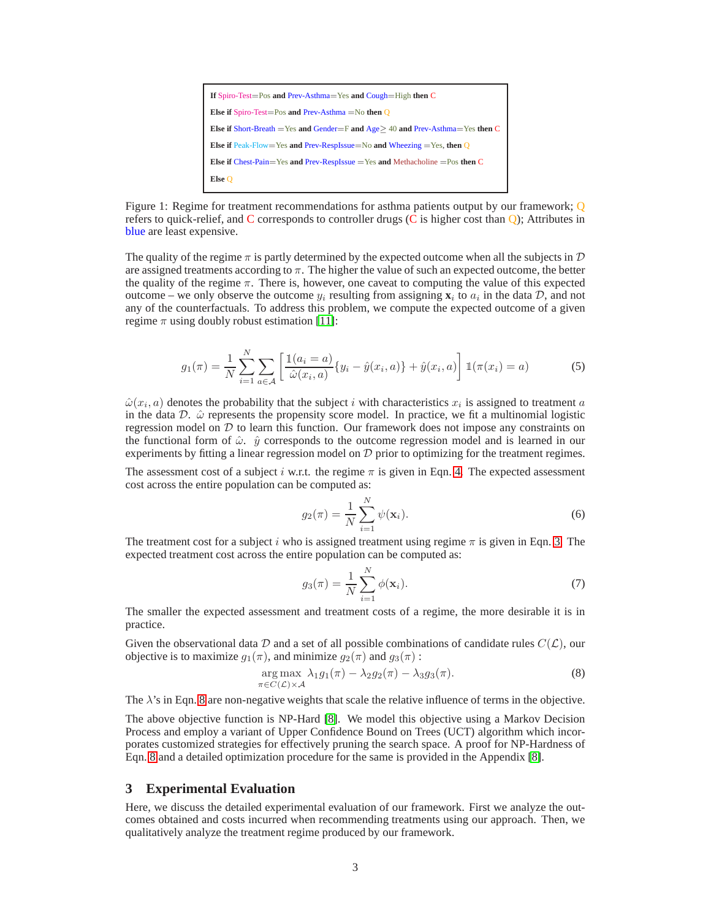If Spiro-Test=Pos **and** Prev-Asthma=Yes **and** Cough=High **then** C

**Else if** Spiro-Test=Pos **and** Prev-Asthma =No **then** Q

**Else if** Short-Breath =Yes **and** Gender=F **and** Age$\geq$ 40 **and** Prev-Asthma=Yes **then** C

**Else if** Peak-Flow=Yes **and** Prev-RespIssue=No **and** Wheezing =Yes, **then** Q

**Else if** Chest-Pain=Yes **and** Prev-RespIssue =Yes **and** Methacholine =Pos **then** C

**Else** Q

Figure 1: Regime for treatment recommendations for asthma patients output by our framework; Q refers to quick-relief, and C corresponds to controller drugs (C is higher cost than Q); Attributes in blue are least expensive.

The quality of the regime $\pi$ is partly determined by the expected outcome when all the subjects in $\mathcal{D}$ are assigned treatments according to $\pi$. The higher the value of such an expected outcome, the better the quality of the regime $\pi$. There is, however, one caveat to computing the value of this expected outcome – we only observe the outcome $y_i$ resulting from assigning $\mathbf{x}_i$ to $a_i$ in the data $\mathcal{D}$, and not any of the counterfactuals. To address this problem, we compute the expected outcome of a given regime $\pi$ using doubly robust estimation [11]:

$$g_1(\pi) = \frac{1}{N}\sum_{i=1}^{N}\sum_{a\in\mathcal{A}}\left[\frac{\mathbb{1}(a_i = a)}{\hat{\omega}(x_i, a)}\{y_i - \hat{y}(x_i, a)\} + \hat{y}(x_i, a)\right]\mathbb{1}(\pi(x_i) = a) \tag{5}$$

$\hat{\omega}(x_i, a)$ denotes the probability that the subject $i$ with characteristics $x_i$ is assigned to treatment $a$ in the data $\mathcal{D}$. $\hat{\omega}$ represents the propensity score model. In practice, we fit a multinomial logistic regression model on $\mathcal{D}$ to learn this function. Our framework does not impose any constraints on the functional form of $\hat{\omega}$. $\hat{y}$ corresponds to the outcome regression model and is learned in our experiments by fitting a linear regression model on $\mathcal{D}$ prior to optimizing for the treatment regimes.

The assessment cost of a subject $i$ w.r.t. the regime $\pi$ is given in Eqn. 4. The expected assessment cost across the entire population can be computed as:

$$g_2(\pi) = \frac{1}{N}\sum_{i=1}^{N}\psi(\mathbf{x}_i). \tag{6}$$

The treatment cost for a subject $i$ who is assigned treatment using regime $\pi$ is given in Eqn. 3. The expected treatment cost across the entire population can be computed as:

$$g_3(\pi) = \frac{1}{N}\sum_{i=1}^{N}\phi(\mathbf{x}_i). \tag{7}$$

The smaller the expected assessment and treatment costs of a regime, the more desirable it is in practice.

Given the observational data $\mathcal{D}$ and a set of all possible combinations of candidate rules $C(\mathcal{L})$, our objective is to maximize $g_1(\pi)$, and minimize $g_2(\pi)$ and $g_3(\pi)$ :

$$\underset{\pi\in C(\mathcal{L})\times\mathcal{A}}{\arg\max}\ \lambda_1 g_1(\pi) - \lambda_2 g_2(\pi) - \lambda_3 g_3(\pi). \tag{8}$$

The $\lambda$'s in Eqn. 8 are non-negative weights that scale the relative influence of terms in the objective.

The above objective function is NP-Hard [8]. We model this objective using a Markov Decision Process and employ a variant of Upper Confidence Bound on Trees (UCT) algorithm which incorporates customized strategies for effectively pruning the search space. A proof for NP-Hardness of Eqn. 8 and a detailed optimization procedure for the same is provided in the Appendix [8].

## 3 Experimental Evaluation

Here, we discuss the detailed experimental evaluation of our framework. First we analyze the outcomes obtained and costs incurred when recommending treatments using our approach. Then, we qualitatively analyze the treatment regime produced by our framework.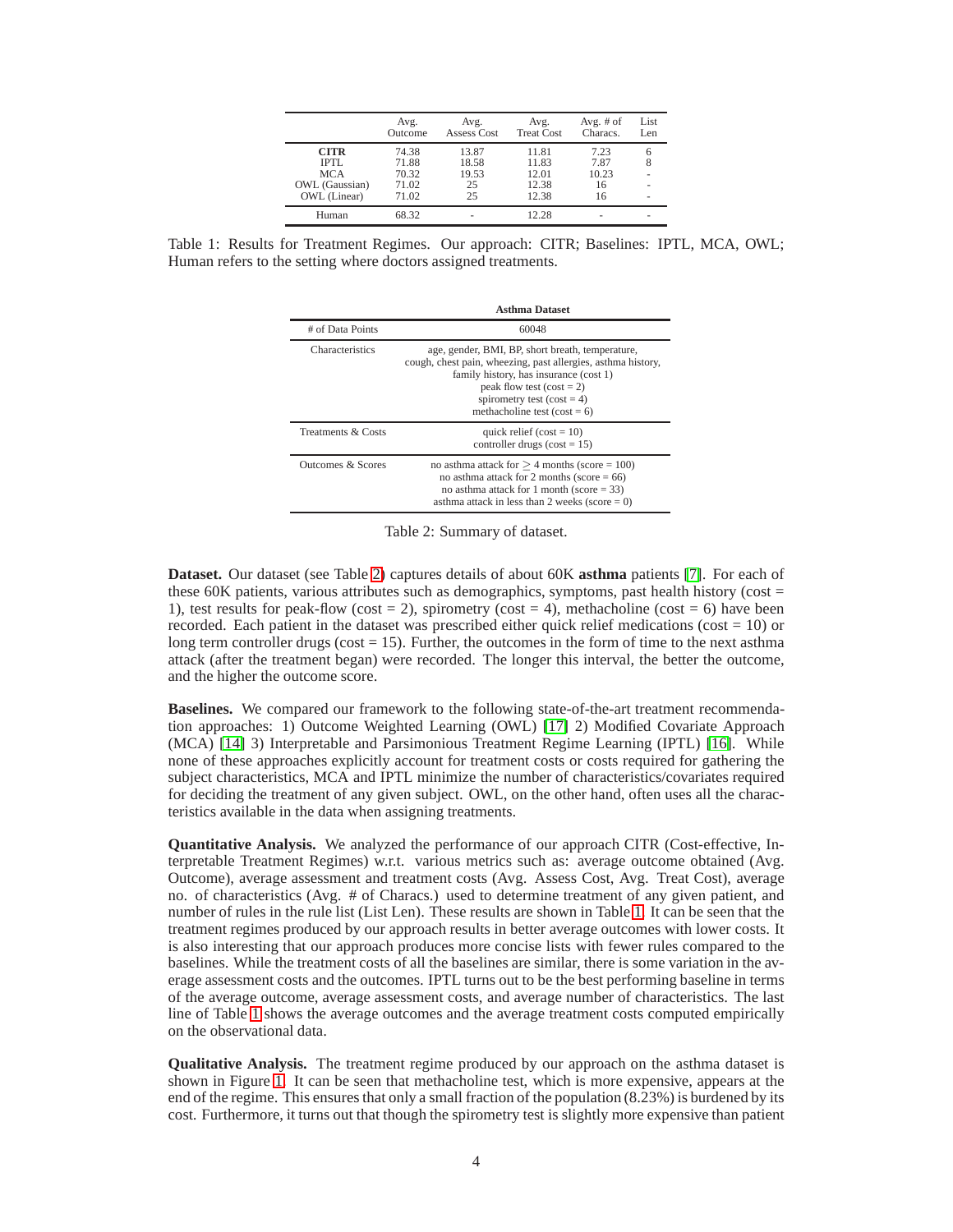| | Avg. Outcome | Avg. Assess Cost | Avg. Treat Cost | Avg. # of Characs. | List Len |
|---|---|---|---|---|---|
| **CITR** | 74.38 | 13.87 | 11.81 | 7.23 | 6 |
| IPTL | 71.88 | 18.58 | 11.83 | 7.87 | 8 |
| MCA | 70.32 | 19.53 | 12.01 | 10.23 | - |
| OWL (Gaussian) | 71.02 | 25 | 12.38 | 16 | - |
| OWL (Linear) | 71.02 | 25 | 12.38 | 16 | - |
| Human | 68.32 | - | 12.28 | - | - |

Table 1: Results for Treatment Regimes. Our approach: CITR; Baselines: IPTL, MCA, OWL; Human refers to the setting where doctors assigned treatments.

| | **Asthma Dataset** |
|---|---|
| # of Data Points | 60048 |
| Characteristics | age, gender, BMI, BP, short breath, temperature, cough, chest pain, wheezing, past allergies, asthma history, family history, has insurance (cost 1)<br>peak flow test (cost = 2)<br>spirometry test (cost = 4)<br>methacholine test (cost = 6) |
| Treatments & Costs | quick relief (cost = 10)<br>controller drugs (cost = 15) |
| Outcomes & Scores | no asthma attack for $\geq$ 4 months (score = 100)<br>no asthma attack for 2 months (score = 66)<br>no asthma attack for 1 month (score = 33)<br>asthma attack in less than 2 weeks (score = 0) |

Table 2: Summary of dataset.

**Dataset.** Our dataset (see Table 2) captures details of about 60K **asthma** patients [7]. For each of these 60K patients, various attributes such as demographics, symptoms, past health history (cost = 1), test results for peak-flow (cost = 2), spirometry (cost = 4), methacholine (cost = 6) have been recorded. Each patient in the dataset was prescribed either quick relief medications (cost = 10) or long term controller drugs (cost = 15). Further, the outcomes in the form of time to the next asthma attack (after the treatment began) were recorded. The longer this interval, the better the outcome, and the higher the outcome score.

**Baselines.** We compared our framework to the following state-of-the-art treatment recommendation approaches: 1) Outcome Weighted Learning (OWL) [17] 2) Modified Covariate Approach (MCA) [14] 3) Interpretable and Parsimonious Treatment Regime Learning (IPTL) [16]. While none of these approaches explicitly account for treatment costs or costs required for gathering the subject characteristics, MCA and IPTL minimize the number of characteristics/covariates required for deciding the treatment of any given subject. OWL, on the other hand, often uses all the characteristics available in the data when assigning treatments.

**Quantitative Analysis.** We analyzed the performance of our approach CITR (Cost-effective, Interpretable Treatment Regimes) w.r.t. various metrics such as: average outcome obtained (Avg. Outcome), average assessment and treatment costs (Avg. Assess Cost, Avg. Treat Cost), average no. of characteristics (Avg. # of Characs.) used to determine treatment of any given patient, and number of rules in the rule list (List Len). These results are shown in Table 1. It can be seen that the treatment regimes produced by our approach results in better average outcomes with lower costs. It is also interesting that our approach produces more concise lists with fewer rules compared to the baselines. While the treatment costs of all the baselines are similar, there is some variation in the average assessment costs and the outcomes. IPTL turns out to be the best performing baseline in terms of the average outcome, average assessment costs, and average number of characteristics. The last line of Table 1 shows the average outcomes and the average treatment costs computed empirically on the observational data.

**Qualitative Analysis.** The treatment regime produced by our approach on the asthma dataset is shown in Figure 1. It can be seen that methacholine test, which is more expensive, appears at the end of the regime. This ensures that only a small fraction of the population (8.23%) is burdened by its cost. Furthermore, it turns out that though the spirometry test is slightly more expensive than patient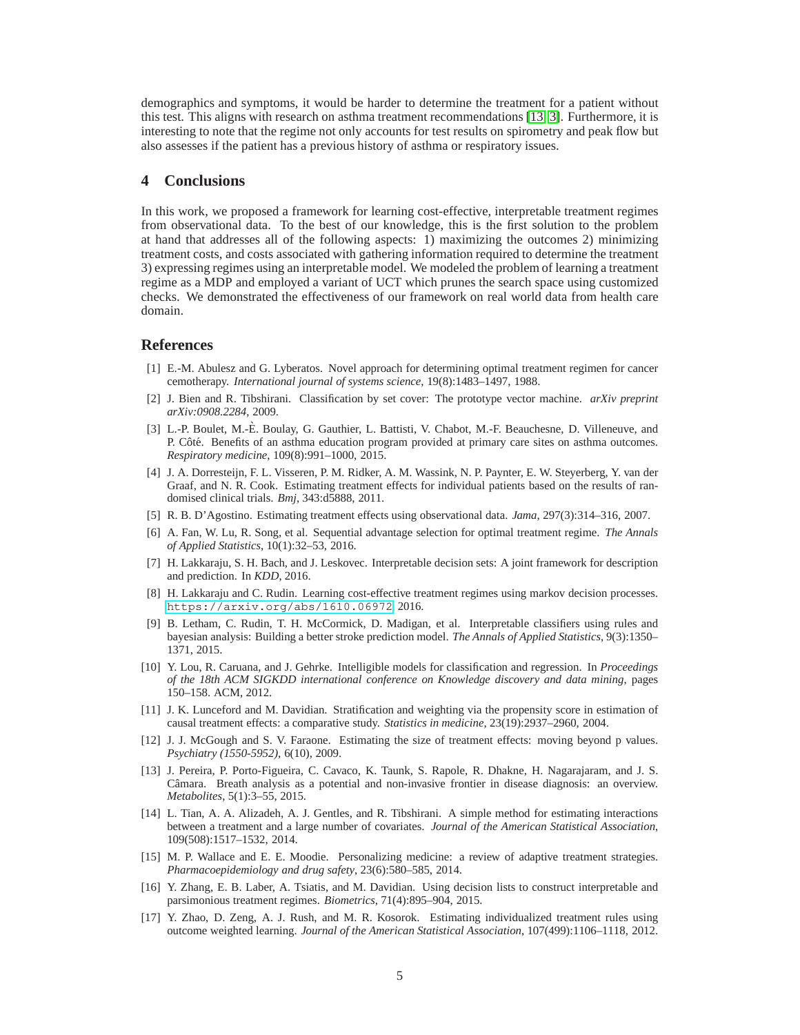demographics and symptoms, it would be harder to determine the treatment for a patient without this test. This aligns with research on asthma treatment recommendations [13, 3]. Furthermore, it is interesting to note that the regime not only accounts for test results on spirometry and peak flow but also assesses if the patient has a previous history of asthma or respiratory issues.

## 4 Conclusions

In this work, we proposed a framework for learning cost-effective, interpretable treatment regimes from observational data. To the best of our knowledge, this is the first solution to the problem at hand that addresses all of the following aspects: 1) maximizing the outcomes 2) minimizing treatment costs, and costs associated with gathering information required to determine the treatment 3) expressing regimes using an interpretable model. We modeled the problem of learning a treatment regime as a MDP and employed a variant of UCT which prunes the search space using customized checks. We demonstrated the effectiveness of our framework on real world data from health care domain.

## References

[1] E.-M. Abulesz and G. Lyberatos. Novel approach for determining optimal treatment regimen for cancer cemotherapy. *International journal of systems science*, 19(8):1483–1497, 1988.

[2] J. Bien and R. Tibshirani. Classification by set cover: The prototype vector machine. *arXiv preprint arXiv:0908.2284*, 2009.

[3] L.-P. Boulet, M.-È. Boulay, G. Gauthier, L. Battisti, V. Chabot, M.-F. Beauchesne, D. Villeneuve, and P. Côté. Benefits of an asthma education program provided at primary care sites on asthma outcomes. *Respiratory medicine*, 109(8):991–1000, 2015.

[4] J. A. Dorresteijn, F. L. Visseren, P. M. Ridker, A. M. Wassink, N. P. Paynter, E. W. Steyerberg, Y. van der Graaf, and N. R. Cook. Estimating treatment effects for individual patients based on the results of randomised clinical trials. *Bmj*, 343:d5888, 2011.

[5] R. B. D'Agostino. Estimating treatment effects using observational data. *Jama*, 297(3):314–316, 2007.

[6] A. Fan, W. Lu, R. Song, et al. Sequential advantage selection for optimal treatment regime. *The Annals of Applied Statistics*, 10(1):32–53, 2016.

[7] H. Lakkaraju, S. H. Bach, and J. Leskovec. Interpretable decision sets: A joint framework for description and prediction. In *KDD*, 2016.

[8] H. Lakkaraju and C. Rudin. Learning cost-effective treatment regimes using markov decision processes. `https://arxiv.org/abs/1610.06972` 2016.

[9] B. Letham, C. Rudin, T. H. McCormick, D. Madigan, et al. Interpretable classifiers using rules and bayesian analysis: Building a better stroke prediction model. *The Annals of Applied Statistics*, 9(3):1350–1371, 2015.

[10] Y. Lou, R. Caruana, and J. Gehrke. Intelligible models for classification and regression. In *Proceedings of the 18th ACM SIGKDD international conference on Knowledge discovery and data mining*, pages 150–158. ACM, 2012.

[11] J. K. Lunceford and M. Davidian. Stratification and weighting via the propensity score in estimation of causal treatment effects: a comparative study. *Statistics in medicine*, 23(19):2937–2960, 2004.

[12] J. J. McGough and S. V. Faraone. Estimating the size of treatment effects: moving beyond p values. *Psychiatry (1550-5952)*, 6(10), 2009.

[13] J. Pereira, P. Porto-Figueira, C. Cavaco, K. Taunk, S. Rapole, R. Dhakne, H. Nagarajaram, and J. S. Câmara. Breath analysis as a potential and non-invasive frontier in disease diagnosis: an overview. *Metabolites*, 5(1):3–55, 2015.

[14] L. Tian, A. A. Alizadeh, A. J. Gentles, and R. Tibshirani. A simple method for estimating interactions between a treatment and a large number of covariates. *Journal of the American Statistical Association*, 109(508):1517–1532, 2014.

[15] M. P. Wallace and E. E. Moodie. Personalizing medicine: a review of adaptive treatment strategies. *Pharmacoepidemiology and drug safety*, 23(6):580–585, 2014.

[16] Y. Zhang, E. B. Laber, A. Tsiatis, and M. Davidian. Using decision lists to construct interpretable and parsimonious treatment regimes. *Biometrics*, 71(4):895–904, 2015.

[17] Y. Zhao, D. Zeng, A. J. Rush, and M. R. Kosorok. Estimating individualized treatment rules using outcome weighted learning. *Journal of the American Statistical Association*, 107(499):1106–1118, 2012.